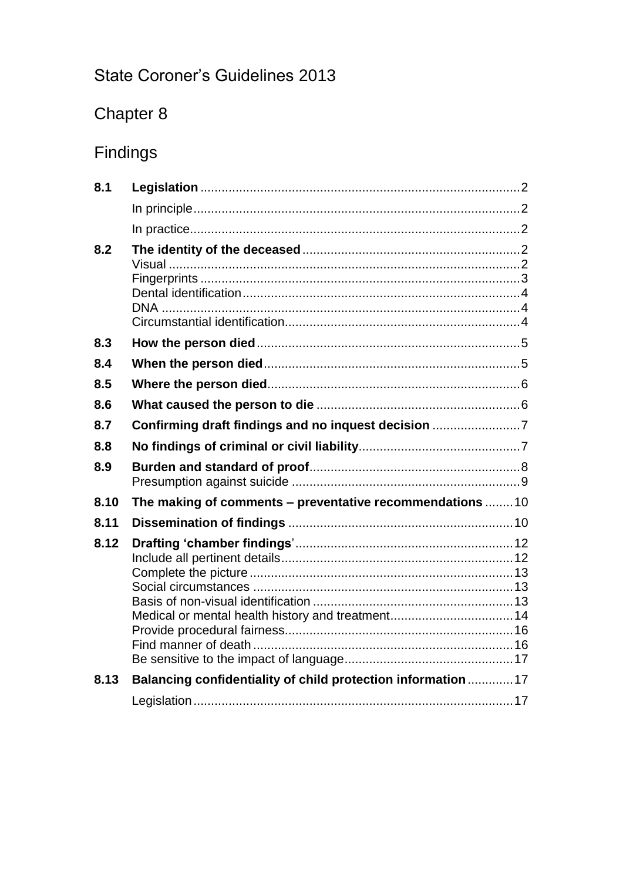# State Coroner's Guidelines 2013

## Chapter 8

## Findings

| | | |
|---|---|---|
| **8.1** | **Legislation** | 2 |
| | In principle | 2 |
| | In practice | 2 |
| **8.2** | **The identity of the deceased** | 2 |
| | Visual | 2 |
| | Fingerprints | 3 |
| | Dental identification | 4 |
| | DNA | 4 |
| | Circumstantial identification | 4 |
| **8.3** | **How the person died** | 5 |
| **8.4** | **When the person died** | 5 |
| **8.5** | **Where the person died** | 6 |
| **8.6** | **What caused the person to die** | 6 |
| **8.7** | **Confirming draft findings and no inquest decision** | 7 |
| **8.8** | **No findings of criminal or civil liability** | 7 |
| **8.9** | **Burden and standard of proof** | 8 |
| | Presumption against suicide | 9 |
| **8.10** | **The making of comments – preventative recommendations** | 10 |
| **8.11** | **Dissemination of findings** | 10 |
| **8.12** | **Drafting 'chamber findings'** | 12 |
| | Include all pertinent details | 12 |
| | Complete the picture | 13 |
| | Social circumstances | 13 |
| | Basis of non-visual identification | 13 |
| | Medical or mental health history and treatment | 14 |
| | Provide procedural fairness | 16 |
| | Find manner of death | 16 |
| | Be sensitive to the impact of language | 17 |
| **8.13** | **Balancing confidentiality of child protection information** | 17 |
| | Legislation | 17 |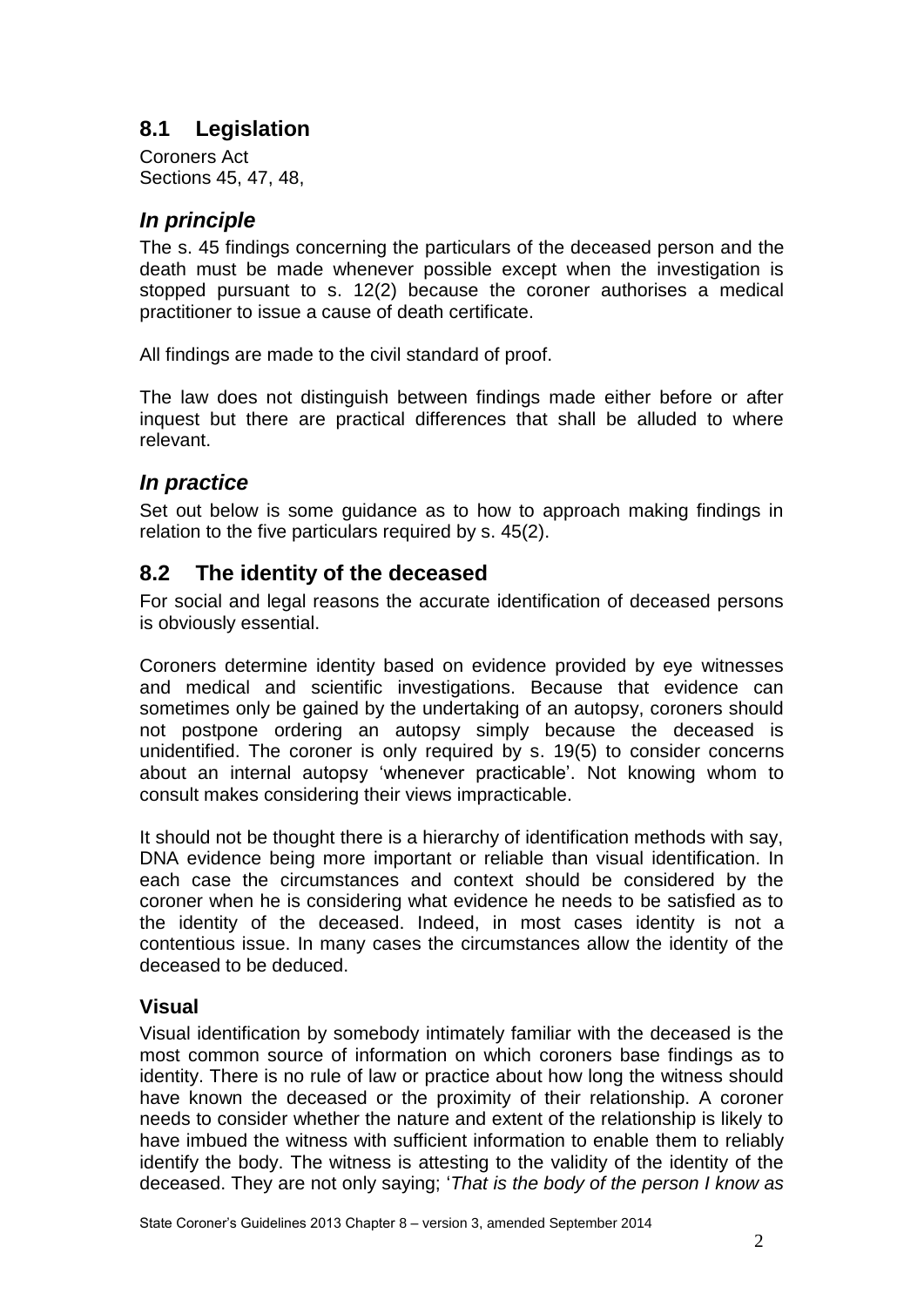## 8.1 Legislation

Coroners Act
Sections 45, 47, 48,

### *In principle*

The s. 45 findings concerning the particulars of the deceased person and the death must be made whenever possible except when the investigation is stopped pursuant to s. 12(2) because the coroner authorises a medical practitioner to issue a cause of death certificate.

All findings are made to the civil standard of proof.

The law does not distinguish between findings made either before or after inquest but there are practical differences that shall be alluded to where relevant.

### *In practice*

Set out below is some guidance as to how to approach making findings in relation to the five particulars required by s. 45(2).

## 8.2 The identity of the deceased

For social and legal reasons the accurate identification of deceased persons is obviously essential.

Coroners determine identity based on evidence provided by eye witnesses and medical and scientific investigations. Because that evidence can sometimes only be gained by the undertaking of an autopsy, coroners should not postpone ordering an autopsy simply because the deceased is unidentified. The coroner is only required by s. 19(5) to consider concerns about an internal autopsy 'whenever practicable'. Not knowing whom to consult makes considering their views impracticable.

It should not be thought there is a hierarchy of identification methods with say, DNA evidence being more important or reliable than visual identification. In each case the circumstances and context should be considered by the coroner when he is considering what evidence he needs to be satisfied as to the identity of the deceased. Indeed, in most cases identity is not a contentious issue. In many cases the circumstances allow the identity of the deceased to be deduced.

### Visual

Visual identification by somebody intimately familiar with the deceased is the most common source of information on which coroners base findings as to identity. There is no rule of law or practice about how long the witness should have known the deceased or the proximity of their relationship. A coroner needs to consider whether the nature and extent of the relationship is likely to have imbued the witness with sufficient information to enable them to reliably identify the body. The witness is attesting to the validity of the identity of the deceased. They are not only saying; '*That is the body of the person I know as*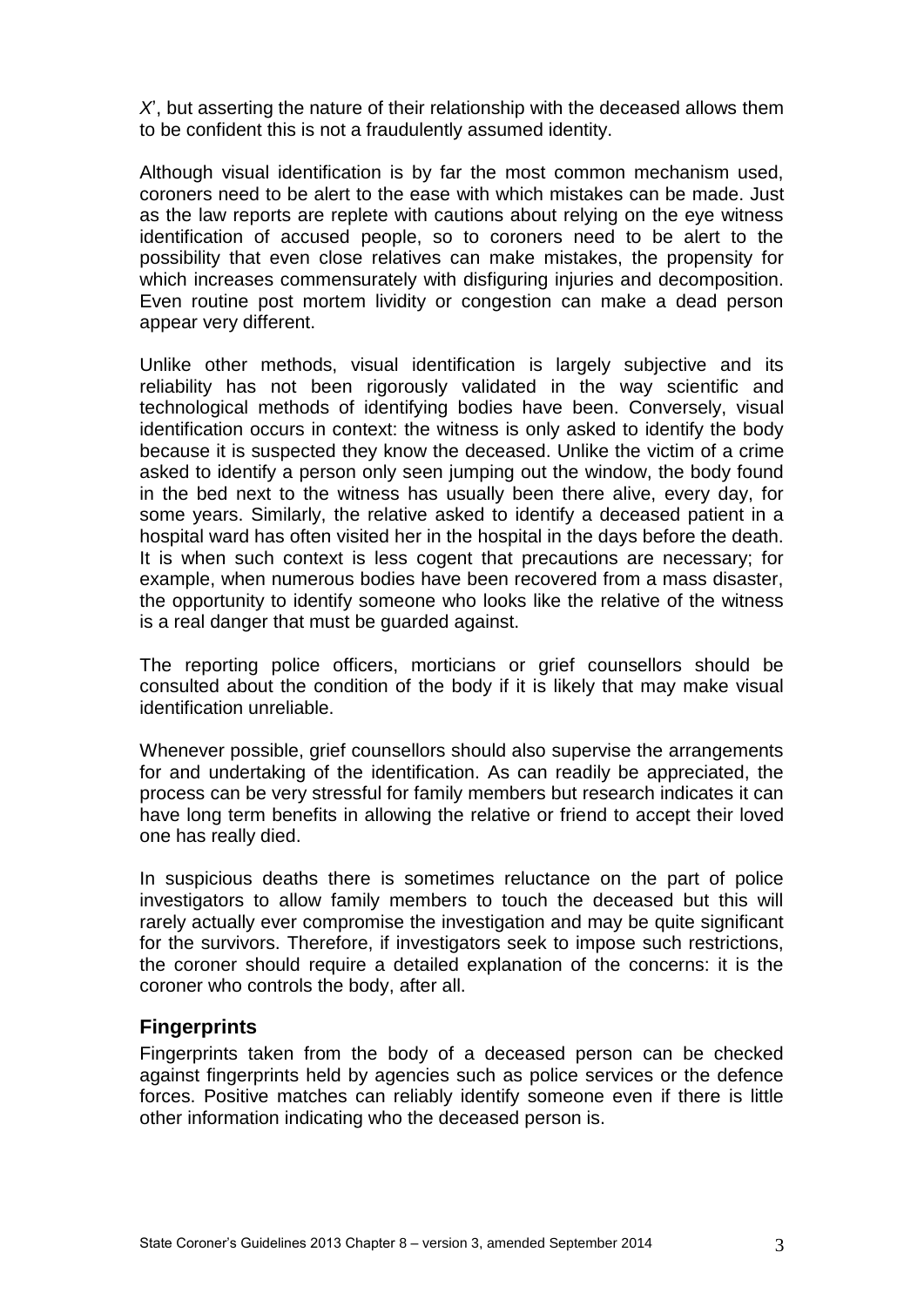*X*', but asserting the nature of their relationship with the deceased allows them to be confident this is not a fraudulently assumed identity.

Although visual identification is by far the most common mechanism used, coroners need to be alert to the ease with which mistakes can be made. Just as the law reports are replete with cautions about relying on the eye witness identification of accused people, so to coroners need to be alert to the possibility that even close relatives can make mistakes, the propensity for which increases commensurately with disfiguring injuries and decomposition. Even routine post mortem lividity or congestion can make a dead person appear very different.

Unlike other methods, visual identification is largely subjective and its reliability has not been rigorously validated in the way scientific and technological methods of identifying bodies have been. Conversely, visual identification occurs in context: the witness is only asked to identify the body because it is suspected they know the deceased. Unlike the victim of a crime asked to identify a person only seen jumping out the window, the body found in the bed next to the witness has usually been there alive, every day, for some years. Similarly, the relative asked to identify a deceased patient in a hospital ward has often visited her in the hospital in the days before the death. It is when such context is less cogent that precautions are necessary; for example, when numerous bodies have been recovered from a mass disaster, the opportunity to identify someone who looks like the relative of the witness is a real danger that must be guarded against.

The reporting police officers, morticians or grief counsellors should be consulted about the condition of the body if it is likely that may make visual identification unreliable.

Whenever possible, grief counsellors should also supervise the arrangements for and undertaking of the identification. As can readily be appreciated, the process can be very stressful for family members but research indicates it can have long term benefits in allowing the relative or friend to accept their loved one has really died.

In suspicious deaths there is sometimes reluctance on the part of police investigators to allow family members to touch the deceased but this will rarely actually ever compromise the investigation and may be quite significant for the survivors. Therefore, if investigators seek to impose such restrictions, the coroner should require a detailed explanation of the concerns: it is the coroner who controls the body, after all.

## Fingerprints

Fingerprints taken from the body of a deceased person can be checked against fingerprints held by agencies such as police services or the defence forces. Positive matches can reliably identify someone even if there is little other information indicating who the deceased person is.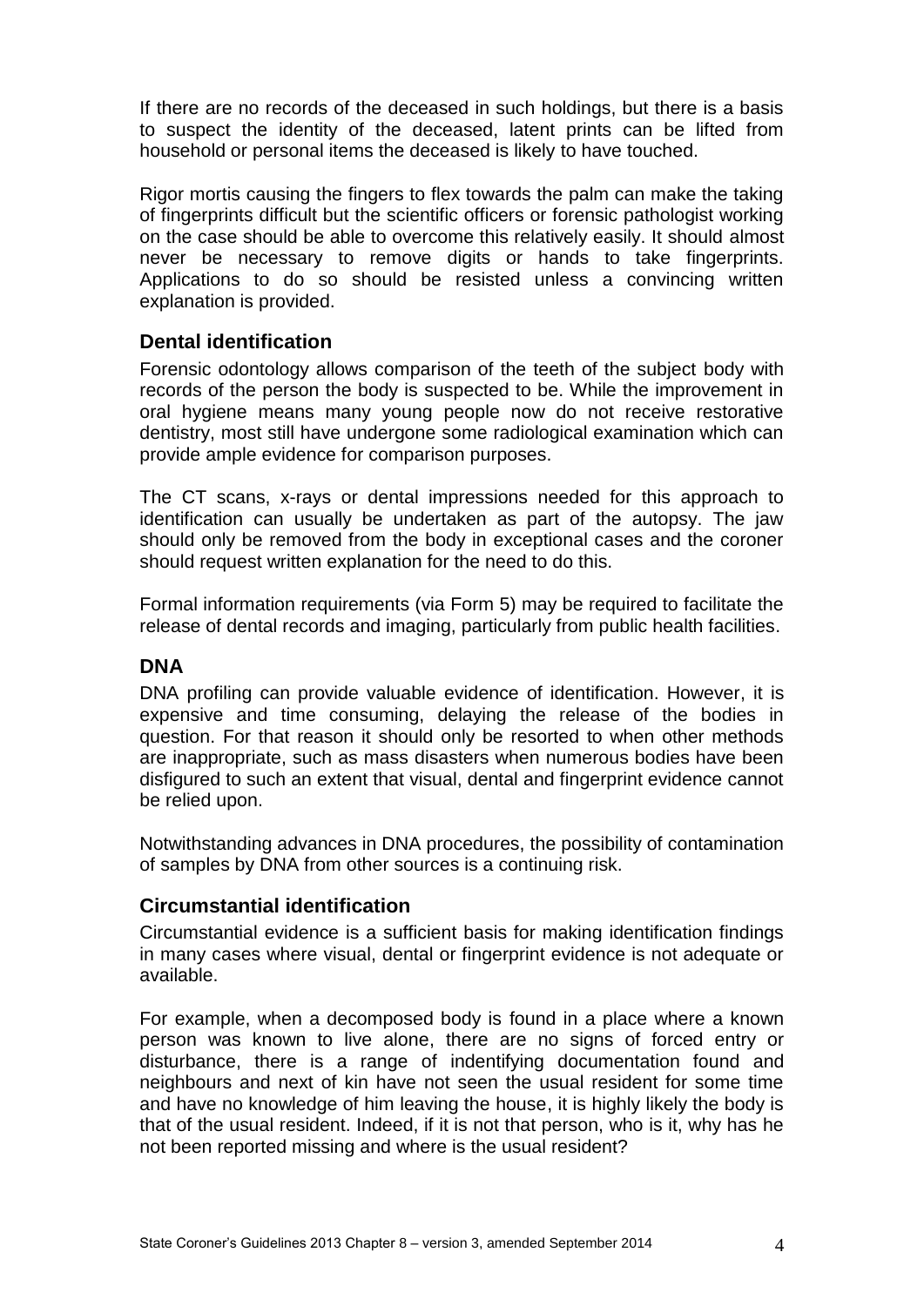If there are no records of the deceased in such holdings, but there is a basis to suspect the identity of the deceased, latent prints can be lifted from household or personal items the deceased is likely to have touched.

Rigor mortis causing the fingers to flex towards the palm can make the taking of fingerprints difficult but the scientific officers or forensic pathologist working on the case should be able to overcome this relatively easily. It should almost never be necessary to remove digits or hands to take fingerprints. Applications to do so should be resisted unless a convincing written explanation is provided.

### Dental identification

Forensic odontology allows comparison of the teeth of the subject body with records of the person the body is suspected to be. While the improvement in oral hygiene means many young people now do not receive restorative dentistry, most still have undergone some radiological examination which can provide ample evidence for comparison purposes.

The CT scans, x-rays or dental impressions needed for this approach to identification can usually be undertaken as part of the autopsy. The jaw should only be removed from the body in exceptional cases and the coroner should request written explanation for the need to do this.

Formal information requirements (via Form 5) may be required to facilitate the release of dental records and imaging, particularly from public health facilities.

### DNA

DNA profiling can provide valuable evidence of identification. However, it is expensive and time consuming, delaying the release of the bodies in question. For that reason it should only be resorted to when other methods are inappropriate, such as mass disasters when numerous bodies have been disfigured to such an extent that visual, dental and fingerprint evidence cannot be relied upon.

Notwithstanding advances in DNA procedures, the possibility of contamination of samples by DNA from other sources is a continuing risk.

### Circumstantial identification

Circumstantial evidence is a sufficient basis for making identification findings in many cases where visual, dental or fingerprint evidence is not adequate or available.

For example, when a decomposed body is found in a place where a known person was known to live alone, there are no signs of forced entry or disturbance, there is a range of indentifying documentation found and neighbours and next of kin have not seen the usual resident for some time and have no knowledge of him leaving the house, it is highly likely the body is that of the usual resident. Indeed, if it is not that person, who is it, why has he not been reported missing and where is the usual resident?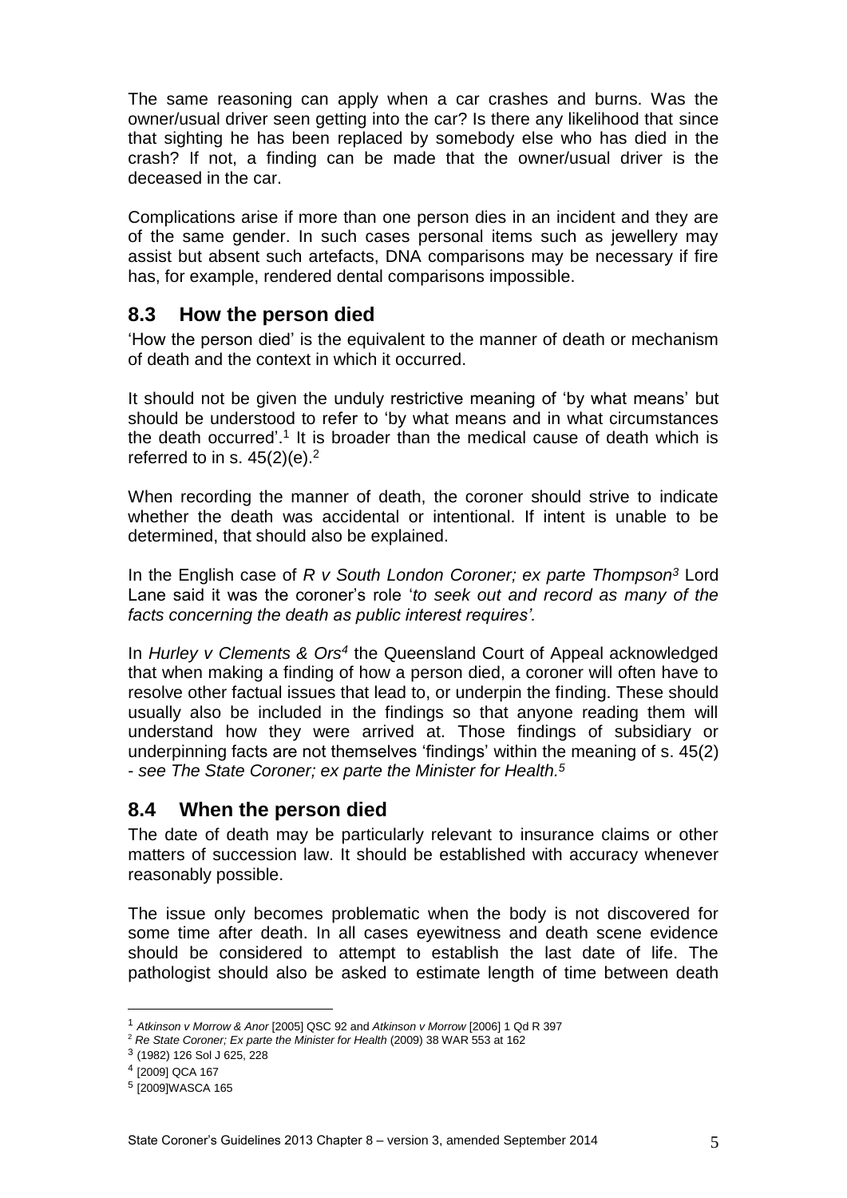The same reasoning can apply when a car crashes and burns. Was the owner/usual driver seen getting into the car? Is there any likelihood that since that sighting he has been replaced by somebody else who has died in the crash? If not, a finding can be made that the owner/usual driver is the deceased in the car.

Complications arise if more than one person dies in an incident and they are of the same gender. In such cases personal items such as jewellery may assist but absent such artefacts, DNA comparisons may be necessary if fire has, for example, rendered dental comparisons impossible.

## 8.3 How the person died

'How the person died' is the equivalent to the manner of death or mechanism of death and the context in which it occurred.

It should not be given the unduly restrictive meaning of 'by what means' but should be understood to refer to 'by what means and in what circumstances the death occurred'.[1] It is broader than the medical cause of death which is referred to in s. 45(2)(e).[2]

When recording the manner of death, the coroner should strive to indicate whether the death was accidental or intentional. If intent is unable to be determined, that should also be explained.

In the English case of *R v South London Coroner; ex parte Thompson*[3] Lord Lane said it was the coroner's role '*to seek out and record as many of the facts concerning the death as public interest requires'.*

In *Hurley v Clements & Ors*[4] the Queensland Court of Appeal acknowledged that when making a finding of how a person died, a coroner will often have to resolve other factual issues that lead to, or underpin the finding. These should usually also be included in the findings so that anyone reading them will understand how they were arrived at. Those findings of subsidiary or underpinning facts are not themselves 'findings' within the meaning of s. 45(2) - *see The State Coroner; ex parte the Minister for Health.*[5]

## 8.4 When the person died

The date of death may be particularly relevant to insurance claims or other matters of succession law. It should be established with accuracy whenever reasonably possible.

The issue only becomes problematic when the body is not discovered for some time after death. In all cases eyewitness and death scene evidence should be considered to attempt to establish the last date of life. The pathologist should also be asked to estimate length of time between death

---

[1] *Atkinson v Morrow & Anor* [2005] QSC 92 and *Atkinson v Morrow* [2006] 1 Qd R 397

[2] *Re State Coroner; Ex parte the Minister for Health* (2009) 38 WAR 553 at 162

[3] (1982) 126 Sol J 625, 228

[4] [2009] QCA 167

[5] [2009]WASCA 165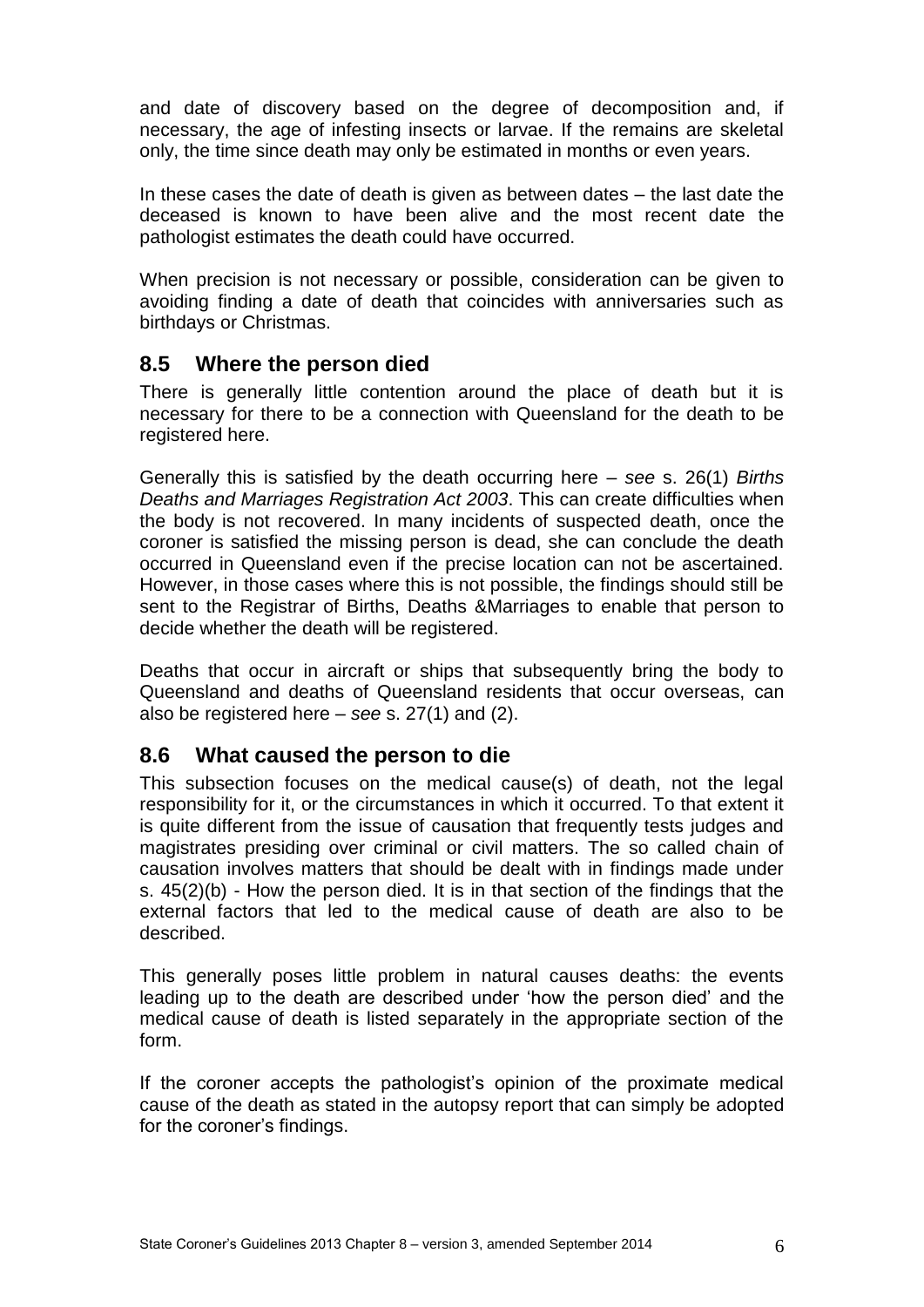and date of discovery based on the degree of decomposition and, if necessary, the age of infesting insects or larvae. If the remains are skeletal only, the time since death may only be estimated in months or even years.

In these cases the date of death is given as between dates – the last date the deceased is known to have been alive and the most recent date the pathologist estimates the death could have occurred.

When precision is not necessary or possible, consideration can be given to avoiding finding a date of death that coincides with anniversaries such as birthdays or Christmas.

## 8.5 Where the person died

There is generally little contention around the place of death but it is necessary for there to be a connection with Queensland for the death to be registered here.

Generally this is satisfied by the death occurring here – *see* s. 26(1) *Births Deaths and Marriages Registration Act 2003*. This can create difficulties when the body is not recovered. In many incidents of suspected death, once the coroner is satisfied the missing person is dead, she can conclude the death occurred in Queensland even if the precise location can not be ascertained. However, in those cases where this is not possible, the findings should still be sent to the Registrar of Births, Deaths &Marriages to enable that person to decide whether the death will be registered.

Deaths that occur in aircraft or ships that subsequently bring the body to Queensland and deaths of Queensland residents that occur overseas, can also be registered here – *see* s. 27(1) and (2).

## 8.6 What caused the person to die

This subsection focuses on the medical cause(s) of death, not the legal responsibility for it, or the circumstances in which it occurred. To that extent it is quite different from the issue of causation that frequently tests judges and magistrates presiding over criminal or civil matters. The so called chain of causation involves matters that should be dealt with in findings made under s. 45(2)(b) - How the person died. It is in that section of the findings that the external factors that led to the medical cause of death are also to be described.

This generally poses little problem in natural causes deaths: the events leading up to the death are described under 'how the person died' and the medical cause of death is listed separately in the appropriate section of the form.

If the coroner accepts the pathologist's opinion of the proximate medical cause of the death as stated in the autopsy report that can simply be adopted for the coroner's findings.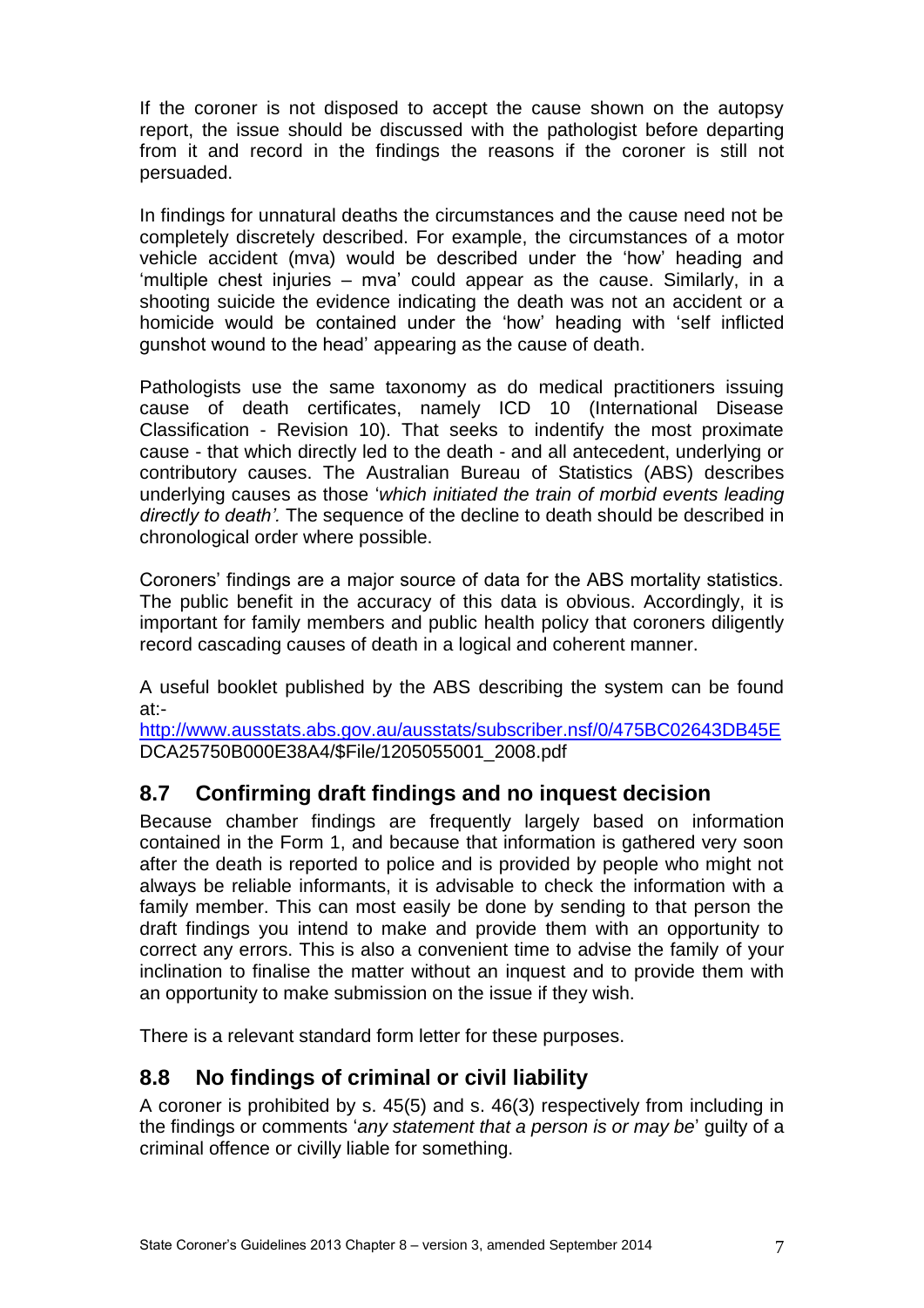If the coroner is not disposed to accept the cause shown on the autopsy report, the issue should be discussed with the pathologist before departing from it and record in the findings the reasons if the coroner is still not persuaded.

In findings for unnatural deaths the circumstances and the cause need not be completely discretely described. For example, the circumstances of a motor vehicle accident (mva) would be described under the 'how' heading and 'multiple chest injuries – mva' could appear as the cause. Similarly, in a shooting suicide the evidence indicating the death was not an accident or a homicide would be contained under the 'how' heading with 'self inflicted gunshot wound to the head' appearing as the cause of death.

Pathologists use the same taxonomy as do medical practitioners issuing cause of death certificates, namely ICD 10 (International Disease Classification - Revision 10). That seeks to indentify the most proximate cause - that which directly led to the death - and all antecedent, underlying or contributory causes. The Australian Bureau of Statistics (ABS) describes underlying causes as those '*which initiated the train of morbid events leading directly to death'.* The sequence of the decline to death should be described in chronological order where possible.

Coroners' findings are a major source of data for the ABS mortality statistics. The public benefit in the accuracy of this data is obvious. Accordingly, it is important for family members and public health policy that coroners diligently record cascading causes of death in a logical and coherent manner.

A useful booklet published by the ABS describing the system can be found at:-
http://www.ausstats.abs.gov.au/ausstats/subscriber.nsf/0/475BC02643DB45EDCA25750B000E38A4/$File/1205055001_2008.pdf

## 8.7 Confirming draft findings and no inquest decision

Because chamber findings are frequently largely based on information contained in the Form 1, and because that information is gathered very soon after the death is reported to police and is provided by people who might not always be reliable informants, it is advisable to check the information with a family member. This can most easily be done by sending to that person the draft findings you intend to make and provide them with an opportunity to correct any errors. This is also a convenient time to advise the family of your inclination to finalise the matter without an inquest and to provide them with an opportunity to make submission on the issue if they wish.

There is a relevant standard form letter for these purposes.

## 8.8 No findings of criminal or civil liability

A coroner is prohibited by s. 45(5) and s. 46(3) respectively from including in the findings or comments '*any statement that a person is or may be*' guilty of a criminal offence or civilly liable for something.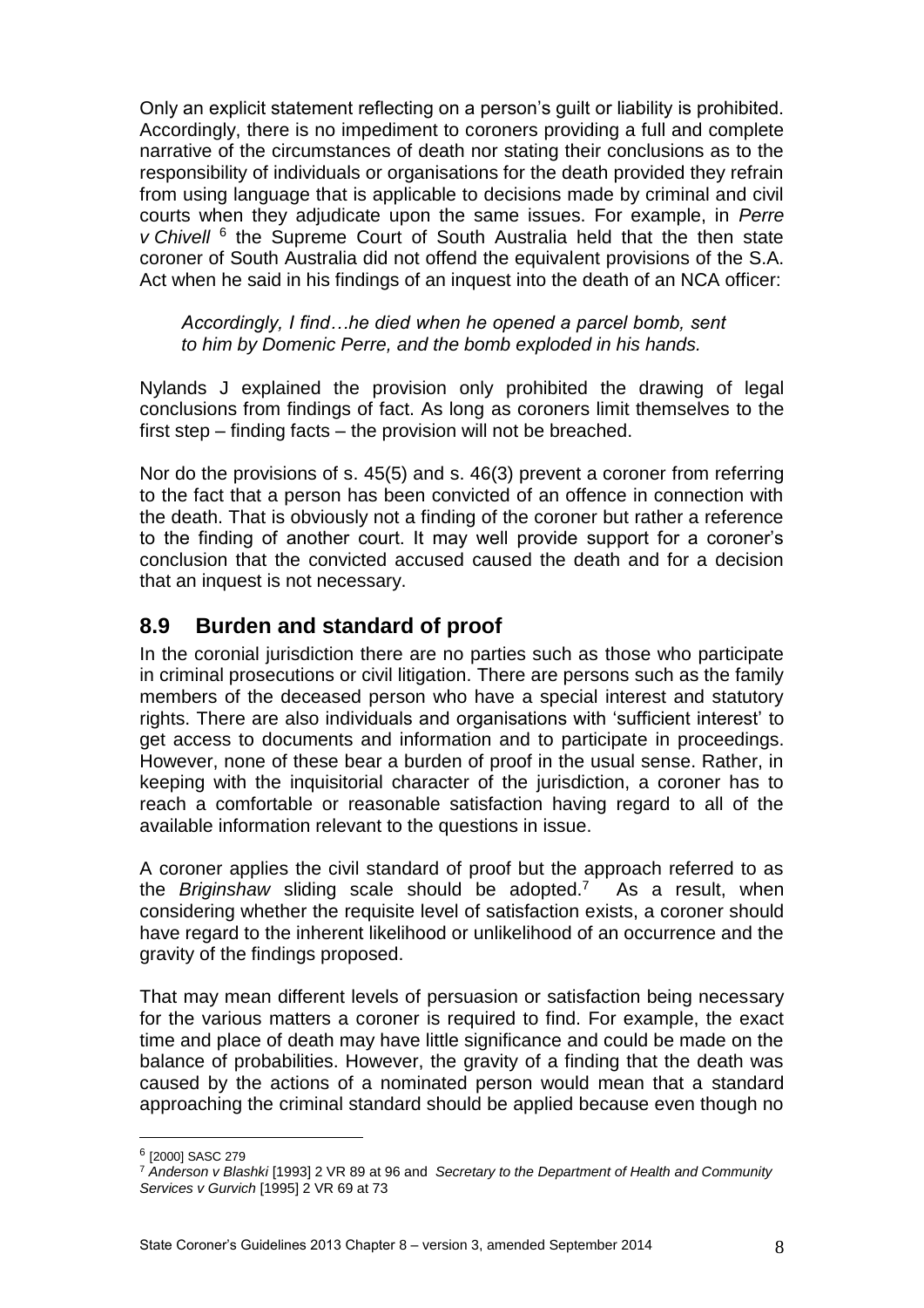Only an explicit statement reflecting on a person's guilt or liability is prohibited. Accordingly, there is no impediment to coroners providing a full and complete narrative of the circumstances of death nor stating their conclusions as to the responsibility of individuals or organisations for the death provided they refrain from using language that is applicable to decisions made by criminal and civil courts when they adjudicate upon the same issues. For example, in *Perre v Chivell* [6] the Supreme Court of South Australia held that the then state coroner of South Australia did not offend the equivalent provisions of the S.A. Act when he said in his findings of an inquest into the death of an NCA officer:

> *Accordingly, I find…he died when he opened a parcel bomb, sent to him by Domenic Perre, and the bomb exploded in his hands.*

Nylands J explained the provision only prohibited the drawing of legal conclusions from findings of fact. As long as coroners limit themselves to the first step – finding facts – the provision will not be breached.

Nor do the provisions of s. 45(5) and s. 46(3) prevent a coroner from referring to the fact that a person has been convicted of an offence in connection with the death. That is obviously not a finding of the coroner but rather a reference to the finding of another court. It may well provide support for a coroner's conclusion that the convicted accused caused the death and for a decision that an inquest is not necessary.

## 8.9 Burden and standard of proof

In the coronial jurisdiction there are no parties such as those who participate in criminal prosecutions or civil litigation. There are persons such as the family members of the deceased person who have a special interest and statutory rights. There are also individuals and organisations with 'sufficient interest' to get access to documents and information and to participate in proceedings. However, none of these bear a burden of proof in the usual sense. Rather, in keeping with the inquisitorial character of the jurisdiction, a coroner has to reach a comfortable or reasonable satisfaction having regard to all of the available information relevant to the questions in issue.

A coroner applies the civil standard of proof but the approach referred to as the *Briginshaw* sliding scale should be adopted.[7] As a result, when considering whether the requisite level of satisfaction exists, a coroner should have regard to the inherent likelihood or unlikelihood of an occurrence and the gravity of the findings proposed.

That may mean different levels of persuasion or satisfaction being necessary for the various matters a coroner is required to find. For example, the exact time and place of death may have little significance and could be made on the balance of probabilities. However, the gravity of a finding that the death was caused by the actions of a nominated person would mean that a standard approaching the criminal standard should be applied because even though no

---

[6] [2000] SASC 279

[7] *Anderson v Blashki* [1993] 2 VR 89 at 96 and *Secretary to the Department of Health and Community Services v Gurvich* [1995] 2 VR 69 at 73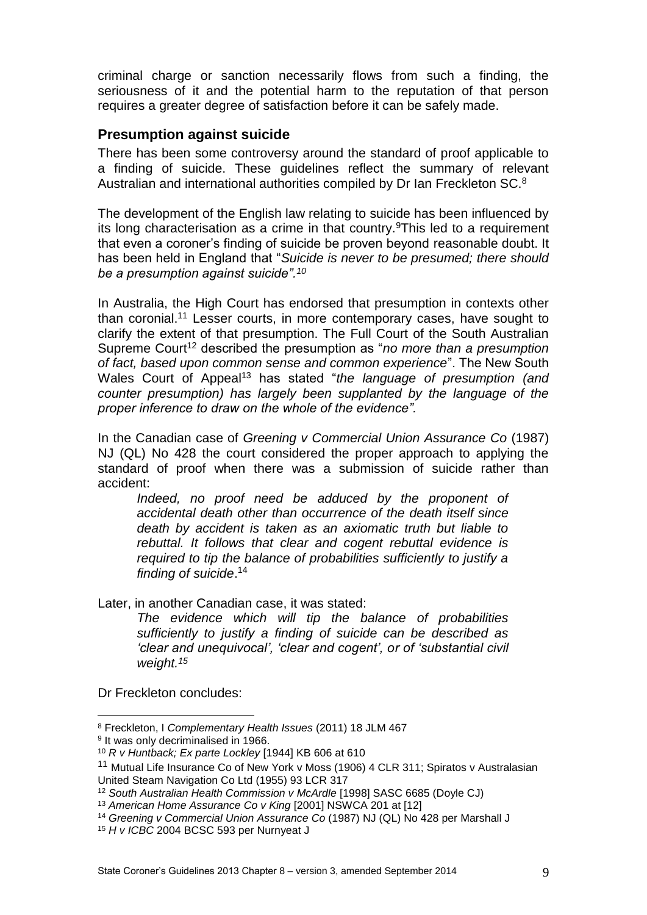criminal charge or sanction necessarily flows from such a finding, the seriousness of it and the potential harm to the reputation of that person requires a greater degree of satisfaction before it can be safely made.

## Presumption against suicide

There has been some controversy around the standard of proof applicable to a finding of suicide. These guidelines reflect the summary of relevant Australian and international authorities compiled by Dr Ian Freckleton SC.[8]

The development of the English law relating to suicide has been influenced by its long characterisation as a crime in that country.[9]This led to a requirement that even a coroner's finding of suicide be proven beyond reasonable doubt. It has been held in England that "*Suicide is never to be presumed; there should be a presumption against suicide".[10]*

In Australia, the High Court has endorsed that presumption in contexts other than coronial.[11] Lesser courts, in more contemporary cases, have sought to clarify the extent of that presumption. The Full Court of the South Australian Supreme Court[12] described the presumption as "*no more than a presumption of fact, based upon common sense and common experience*". The New South Wales Court of Appeal[13] has stated "*the language of presumption (and counter presumption) has largely been supplanted by the language of the proper inference to draw on the whole of the evidence".*

In the Canadian case of *Greening v Commercial Union Assurance Co* (1987) NJ (QL) No 428 the court considered the proper approach to applying the standard of proof when there was a submission of suicide rather than accident:

> *Indeed, no proof need be adduced by the proponent of accidental death other than occurrence of the death itself since death by accident is taken as an axiomatic truth but liable to rebuttal. It follows that clear and cogent rebuttal evidence is required to tip the balance of probabilities sufficiently to justify a finding of suicide*.[14]

Later, in another Canadian case, it was stated:

> *The evidence which will tip the balance of probabilities sufficiently to justify a finding of suicide can be described as 'clear and unequivocal', 'clear and cogent', or of 'substantial civil weight.[15]*

Dr Freckleton concludes:

---

[8] Freckleton, I *Complementary Health Issues* (2011) 18 JLM 467

[9] It was only decriminalised in 1966.

[10] *R v Huntback; Ex parte Lockley* [1944] KB 606 at 610

[11] Mutual Life Insurance Co of New York v Moss (1906) 4 CLR 311; Spiratos v Australasian United Steam Navigation Co Ltd (1955) 93 LCR 317

[12] *South Australian Health Commission v McArdle* [1998] SASC 6685 (Doyle CJ)

[13] *American Home Assurance Co v King* [2001] NSWCA 201 at [12]

[14] *Greening v Commercial Union Assurance Co* (1987) NJ (QL) No 428 per Marshall J

[15] *H v ICBC* 2004 BCSC 593 per Nurnyeat J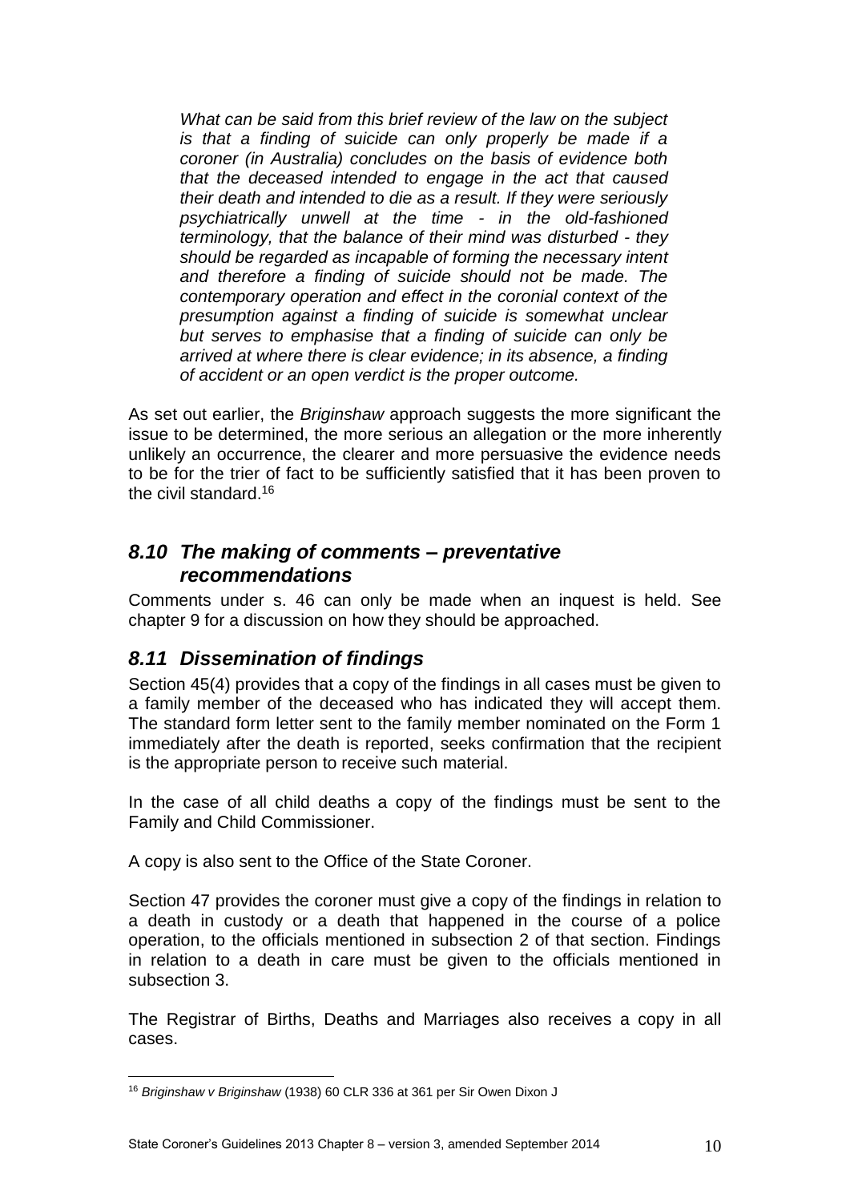> *What can be said from this brief review of the law on the subject is that a finding of suicide can only properly be made if a coroner (in Australia) concludes on the basis of evidence both that the deceased intended to engage in the act that caused their death and intended to die as a result. If they were seriously psychiatrically unwell at the time - in the old-fashioned terminology, that the balance of their mind was disturbed - they should be regarded as incapable of forming the necessary intent and therefore a finding of suicide should not be made. The contemporary operation and effect in the coronial context of the presumption against a finding of suicide is somewhat unclear but serves to emphasise that a finding of suicide can only be arrived at where there is clear evidence; in its absence, a finding of accident or an open verdict is the proper outcome.*

As set out earlier, the *Briginshaw* approach suggests the more significant the issue to be determined, the more serious an allegation or the more inherently unlikely an occurrence, the clearer and more persuasive the evidence needs to be for the trier of fact to be sufficiently satisfied that it has been proven to the civil standard.[16]

## *8.10 The making of comments – preventative recommendations*

Comments under s. 46 can only be made when an inquest is held. See chapter 9 for a discussion on how they should be approached.

## *8.11 Dissemination of findings*

Section 45(4) provides that a copy of the findings in all cases must be given to a family member of the deceased who has indicated they will accept them. The standard form letter sent to the family member nominated on the Form 1 immediately after the death is reported, seeks confirmation that the recipient is the appropriate person to receive such material.

In the case of all child deaths a copy of the findings must be sent to the Family and Child Commissioner.

A copy is also sent to the Office of the State Coroner.

Section 47 provides the coroner must give a copy of the findings in relation to a death in custody or a death that happened in the course of a police operation, to the officials mentioned in subsection 2 of that section. Findings in relation to a death in care must be given to the officials mentioned in subsection 3.

The Registrar of Births, Deaths and Marriages also receives a copy in all cases.

---

[16] *Briginshaw v Briginshaw* (1938) 60 CLR 336 at 361 per Sir Owen Dixon J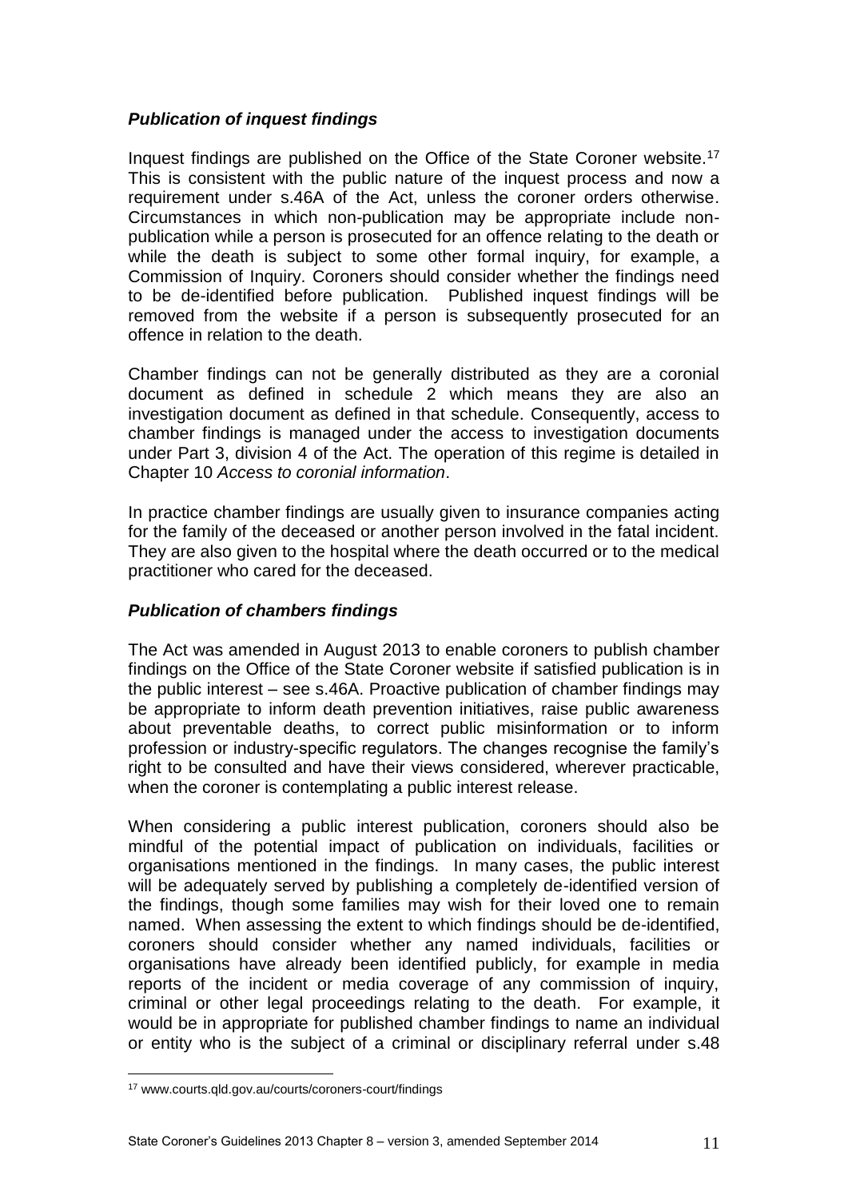### *Publication of inquest findings*

Inquest findings are published on the Office of the State Coroner website.[17] This is consistent with the public nature of the inquest process and now a requirement under s.46A of the Act, unless the coroner orders otherwise. Circumstances in which non-publication may be appropriate include non-publication while a person is prosecuted for an offence relating to the death or while the death is subject to some other formal inquiry, for example, a Commission of Inquiry. Coroners should consider whether the findings need to be de-identified before publication. Published inquest findings will be removed from the website if a person is subsequently prosecuted for an offence in relation to the death.

Chamber findings can not be generally distributed as they are a coronial document as defined in schedule 2 which means they are also an investigation document as defined in that schedule. Consequently, access to chamber findings is managed under the access to investigation documents under Part 3, division 4 of the Act. The operation of this regime is detailed in Chapter 10 *Access to coronial information*.

In practice chamber findings are usually given to insurance companies acting for the family of the deceased or another person involved in the fatal incident. They are also given to the hospital where the death occurred or to the medical practitioner who cared for the deceased.

### *Publication of chambers findings*

The Act was amended in August 2013 to enable coroners to publish chamber findings on the Office of the State Coroner website if satisfied publication is in the public interest – see s.46A. Proactive publication of chamber findings may be appropriate to inform death prevention initiatives, raise public awareness about preventable deaths, to correct public misinformation or to inform profession or industry-specific regulators. The changes recognise the family's right to be consulted and have their views considered, wherever practicable, when the coroner is contemplating a public interest release.

When considering a public interest publication, coroners should also be mindful of the potential impact of publication on individuals, facilities or organisations mentioned in the findings. In many cases, the public interest will be adequately served by publishing a completely de-identified version of the findings, though some families may wish for their loved one to remain named. When assessing the extent to which findings should be de-identified, coroners should consider whether any named individuals, facilities or organisations have already been identified publicly, for example in media reports of the incident or media coverage of any commission of inquiry, criminal or other legal proceedings relating to the death. For example, it would be in appropriate for published chamber findings to name an individual or entity who is the subject of a criminal or disciplinary referral under s.48

---

[17] www.courts.qld.gov.au/courts/coroners-court/findings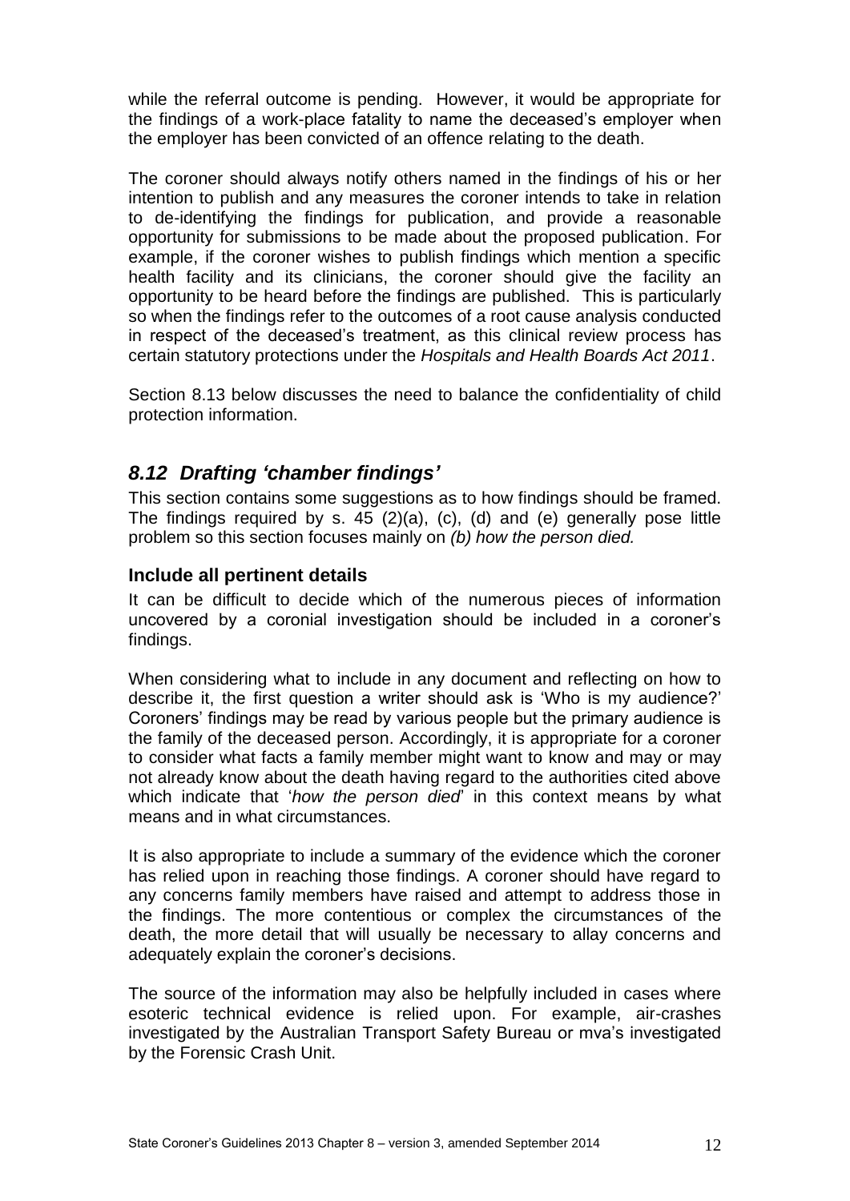while the referral outcome is pending. However, it would be appropriate for the findings of a work-place fatality to name the deceased's employer when the employer has been convicted of an offence relating to the death.

The coroner should always notify others named in the findings of his or her intention to publish and any measures the coroner intends to take in relation to de-identifying the findings for publication, and provide a reasonable opportunity for submissions to be made about the proposed publication. For example, if the coroner wishes to publish findings which mention a specific health facility and its clinicians, the coroner should give the facility an opportunity to be heard before the findings are published. This is particularly so when the findings refer to the outcomes of a root cause analysis conducted in respect of the deceased's treatment, as this clinical review process has certain statutory protections under the *Hospitals and Health Boards Act 2011*.

Section 8.13 below discusses the need to balance the confidentiality of child protection information.

## *8.12 Drafting 'chamber findings'*

This section contains some suggestions as to how findings should be framed. The findings required by s. 45 (2)(a), (c), (d) and (e) generally pose little problem so this section focuses mainly on *(b) how the person died.*

### Include all pertinent details

It can be difficult to decide which of the numerous pieces of information uncovered by a coronial investigation should be included in a coroner's findings.

When considering what to include in any document and reflecting on how to describe it, the first question a writer should ask is 'Who is my audience?' Coroners' findings may be read by various people but the primary audience is the family of the deceased person. Accordingly, it is appropriate for a coroner to consider what facts a family member might want to know and may or may not already know about the death having regard to the authorities cited above which indicate that '*how the person died*' in this context means by what means and in what circumstances.

It is also appropriate to include a summary of the evidence which the coroner has relied upon in reaching those findings. A coroner should have regard to any concerns family members have raised and attempt to address those in the findings. The more contentious or complex the circumstances of the death, the more detail that will usually be necessary to allay concerns and adequately explain the coroner's decisions.

The source of the information may also be helpfully included in cases where esoteric technical evidence is relied upon. For example, air-crashes investigated by the Australian Transport Safety Bureau or mva's investigated by the Forensic Crash Unit.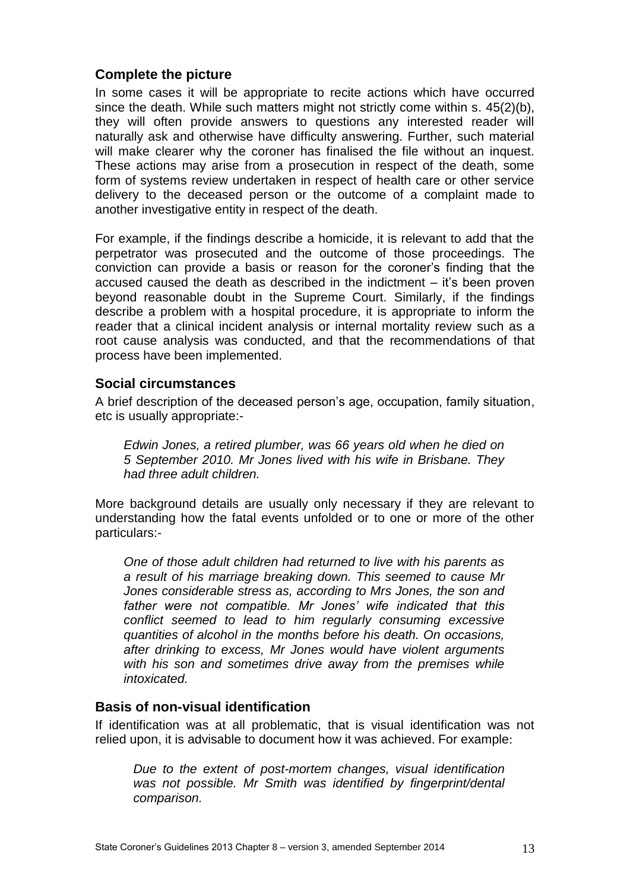## Complete the picture

In some cases it will be appropriate to recite actions which have occurred since the death. While such matters might not strictly come within s. 45(2)(b), they will often provide answers to questions any interested reader will naturally ask and otherwise have difficulty answering. Further, such material will make clearer why the coroner has finalised the file without an inquest. These actions may arise from a prosecution in respect of the death, some form of systems review undertaken in respect of health care or other service delivery to the deceased person or the outcome of a complaint made to another investigative entity in respect of the death.

For example, if the findings describe a homicide, it is relevant to add that the perpetrator was prosecuted and the outcome of those proceedings. The conviction can provide a basis or reason for the coroner's finding that the accused caused the death as described in the indictment – it's been proven beyond reasonable doubt in the Supreme Court. Similarly, if the findings describe a problem with a hospital procedure, it is appropriate to inform the reader that a clinical incident analysis or internal mortality review such as a root cause analysis was conducted, and that the recommendations of that process have been implemented.

## Social circumstances

A brief description of the deceased person's age, occupation, family situation, etc is usually appropriate:-

> *Edwin Jones, a retired plumber, was 66 years old when he died on 5 September 2010. Mr Jones lived with his wife in Brisbane. They had three adult children.*

More background details are usually only necessary if they are relevant to understanding how the fatal events unfolded or to one or more of the other particulars:-

> *One of those adult children had returned to live with his parents as a result of his marriage breaking down. This seemed to cause Mr Jones considerable stress as, according to Mrs Jones, the son and father were not compatible. Mr Jones' wife indicated that this conflict seemed to lead to him regularly consuming excessive quantities of alcohol in the months before his death. On occasions, after drinking to excess, Mr Jones would have violent arguments with his son and sometimes drive away from the premises while intoxicated.*

## Basis of non-visual identification

If identification was at all problematic, that is visual identification was not relied upon, it is advisable to document how it was achieved. For example:

> *Due to the extent of post-mortem changes, visual identification was not possible. Mr Smith was identified by fingerprint/dental comparison.*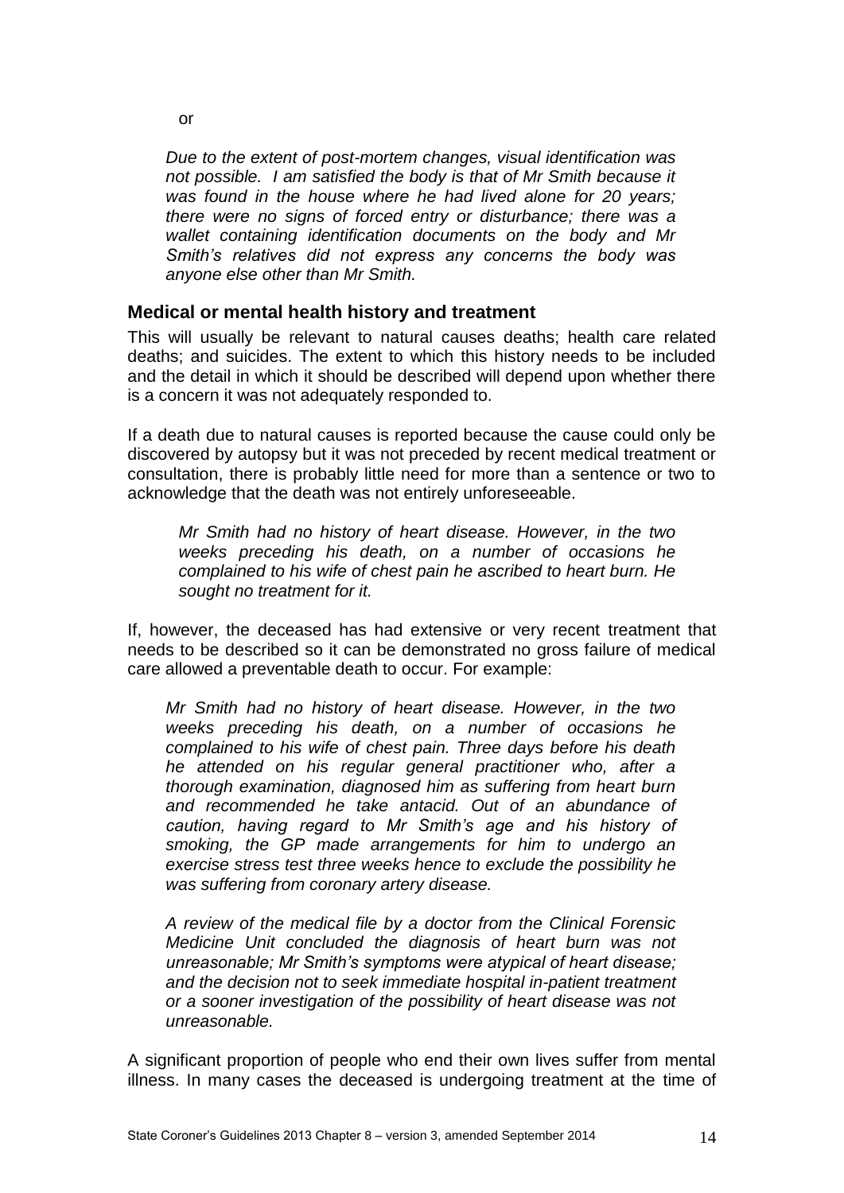or

*Due to the extent of post-mortem changes, visual identification was not possible. I am satisfied the body is that of Mr Smith because it was found in the house where he had lived alone for 20 years; there were no signs of forced entry or disturbance; there was a wallet containing identification documents on the body and Mr Smith's relatives did not express any concerns the body was anyone else other than Mr Smith.*

### Medical or mental health history and treatment

This will usually be relevant to natural causes deaths; health care related deaths; and suicides. The extent to which this history needs to be included and the detail in which it should be described will depend upon whether there is a concern it was not adequately responded to.

If a death due to natural causes is reported because the cause could only be discovered by autopsy but it was not preceded by recent medical treatment or consultation, there is probably little need for more than a sentence or two to acknowledge that the death was not entirely unforeseeable.

*Mr Smith had no history of heart disease. However, in the two weeks preceding his death, on a number of occasions he complained to his wife of chest pain he ascribed to heart burn. He sought no treatment for it.*

If, however, the deceased has had extensive or very recent treatment that needs to be described so it can be demonstrated no gross failure of medical care allowed a preventable death to occur. For example:

*Mr Smith had no history of heart disease. However, in the two weeks preceding his death, on a number of occasions he complained to his wife of chest pain. Three days before his death he attended on his regular general practitioner who, after a thorough examination, diagnosed him as suffering from heart burn and recommended he take antacid. Out of an abundance of caution, having regard to Mr Smith's age and his history of smoking, the GP made arrangements for him to undergo an exercise stress test three weeks hence to exclude the possibility he was suffering from coronary artery disease.*

*A review of the medical file by a doctor from the Clinical Forensic Medicine Unit concluded the diagnosis of heart burn was not unreasonable; Mr Smith's symptoms were atypical of heart disease; and the decision not to seek immediate hospital in-patient treatment or a sooner investigation of the possibility of heart disease was not unreasonable.*

A significant proportion of people who end their own lives suffer from mental illness. In many cases the deceased is undergoing treatment at the time of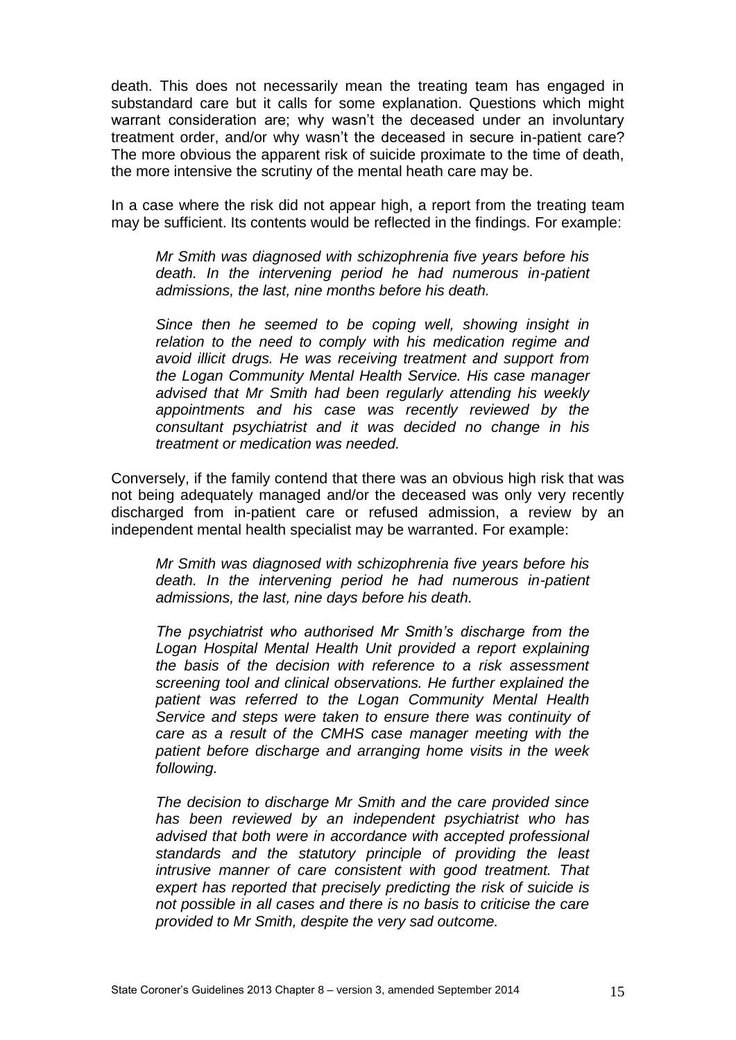death. This does not necessarily mean the treating team has engaged in substandard care but it calls for some explanation. Questions which might warrant consideration are; why wasn't the deceased under an involuntary treatment order, and/or why wasn't the deceased in secure in-patient care? The more obvious the apparent risk of suicide proximate to the time of death, the more intensive the scrutiny of the mental heath care may be.

In a case where the risk did not appear high, a report from the treating team may be sufficient. Its contents would be reflected in the findings. For example:

> *Mr Smith was diagnosed with schizophrenia five years before his death. In the intervening period he had numerous in-patient admissions, the last, nine months before his death.*
>
> *Since then he seemed to be coping well, showing insight in relation to the need to comply with his medication regime and avoid illicit drugs. He was receiving treatment and support from the Logan Community Mental Health Service. His case manager advised that Mr Smith had been regularly attending his weekly appointments and his case was recently reviewed by the consultant psychiatrist and it was decided no change in his treatment or medication was needed.*

Conversely, if the family contend that there was an obvious high risk that was not being adequately managed and/or the deceased was only very recently discharged from in-patient care or refused admission, a review by an independent mental health specialist may be warranted. For example:

> *Mr Smith was diagnosed with schizophrenia five years before his death. In the intervening period he had numerous in-patient admissions, the last, nine days before his death.*
>
> *The psychiatrist who authorised Mr Smith's discharge from the Logan Hospital Mental Health Unit provided a report explaining the basis of the decision with reference to a risk assessment screening tool and clinical observations. He further explained the patient was referred to the Logan Community Mental Health Service and steps were taken to ensure there was continuity of care as a result of the CMHS case manager meeting with the patient before discharge and arranging home visits in the week following.*
>
> *The decision to discharge Mr Smith and the care provided since has been reviewed by an independent psychiatrist who has advised that both were in accordance with accepted professional standards and the statutory principle of providing the least intrusive manner of care consistent with good treatment. That expert has reported that precisely predicting the risk of suicide is not possible in all cases and there is no basis to criticise the care provided to Mr Smith, despite the very sad outcome.*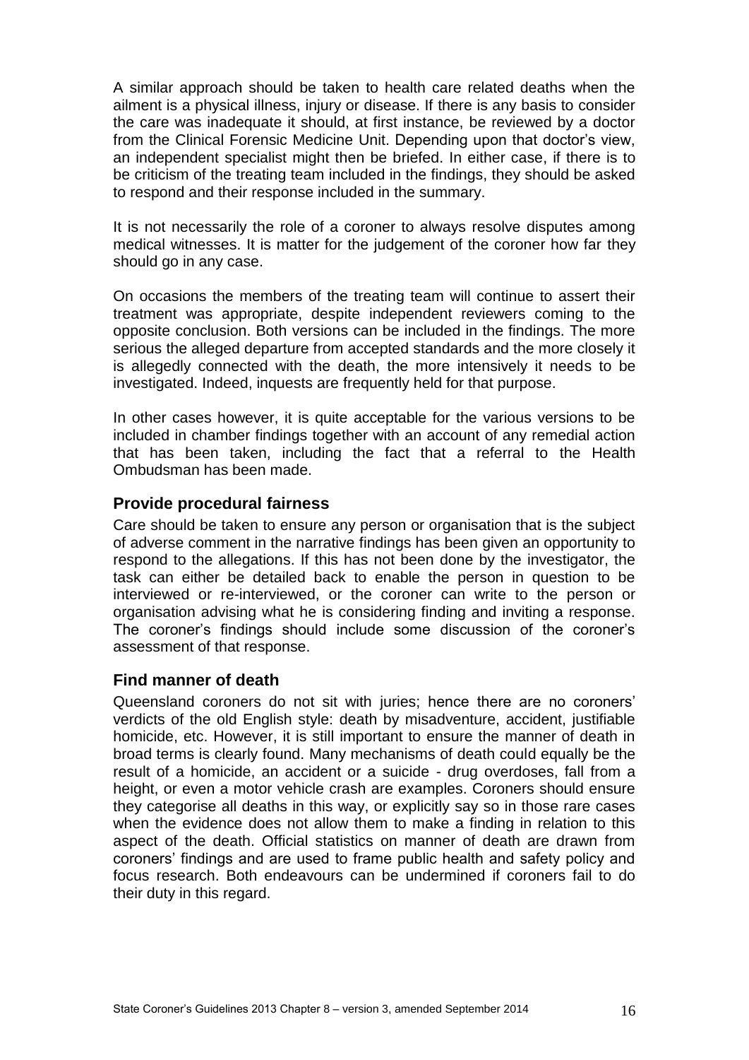A similar approach should be taken to health care related deaths when the ailment is a physical illness, injury or disease. If there is any basis to consider the care was inadequate it should, at first instance, be reviewed by a doctor from the Clinical Forensic Medicine Unit. Depending upon that doctor's view, an independent specialist might then be briefed. In either case, if there is to be criticism of the treating team included in the findings, they should be asked to respond and their response included in the summary.

It is not necessarily the role of a coroner to always resolve disputes among medical witnesses. It is matter for the judgement of the coroner how far they should go in any case.

On occasions the members of the treating team will continue to assert their treatment was appropriate, despite independent reviewers coming to the opposite conclusion. Both versions can be included in the findings. The more serious the alleged departure from accepted standards and the more closely it is allegedly connected with the death, the more intensively it needs to be investigated. Indeed, inquests are frequently held for that purpose.

In other cases however, it is quite acceptable for the various versions to be included in chamber findings together with an account of any remedial action that has been taken, including the fact that a referral to the Health Ombudsman has been made.

### Provide procedural fairness

Care should be taken to ensure any person or organisation that is the subject of adverse comment in the narrative findings has been given an opportunity to respond to the allegations. If this has not been done by the investigator, the task can either be detailed back to enable the person in question to be interviewed or re-interviewed, or the coroner can write to the person or organisation advising what he is considering finding and inviting a response. The coroner's findings should include some discussion of the coroner's assessment of that response.

### Find manner of death

Queensland coroners do not sit with juries; hence there are no coroners' verdicts of the old English style: death by misadventure, accident, justifiable homicide, etc. However, it is still important to ensure the manner of death in broad terms is clearly found. Many mechanisms of death could equally be the result of a homicide, an accident or a suicide - drug overdoses, fall from a height, or even a motor vehicle crash are examples. Coroners should ensure they categorise all deaths in this way, or explicitly say so in those rare cases when the evidence does not allow them to make a finding in relation to this aspect of the death. Official statistics on manner of death are drawn from coroners' findings and are used to frame public health and safety policy and focus research. Both endeavours can be undermined if coroners fail to do their duty in this regard.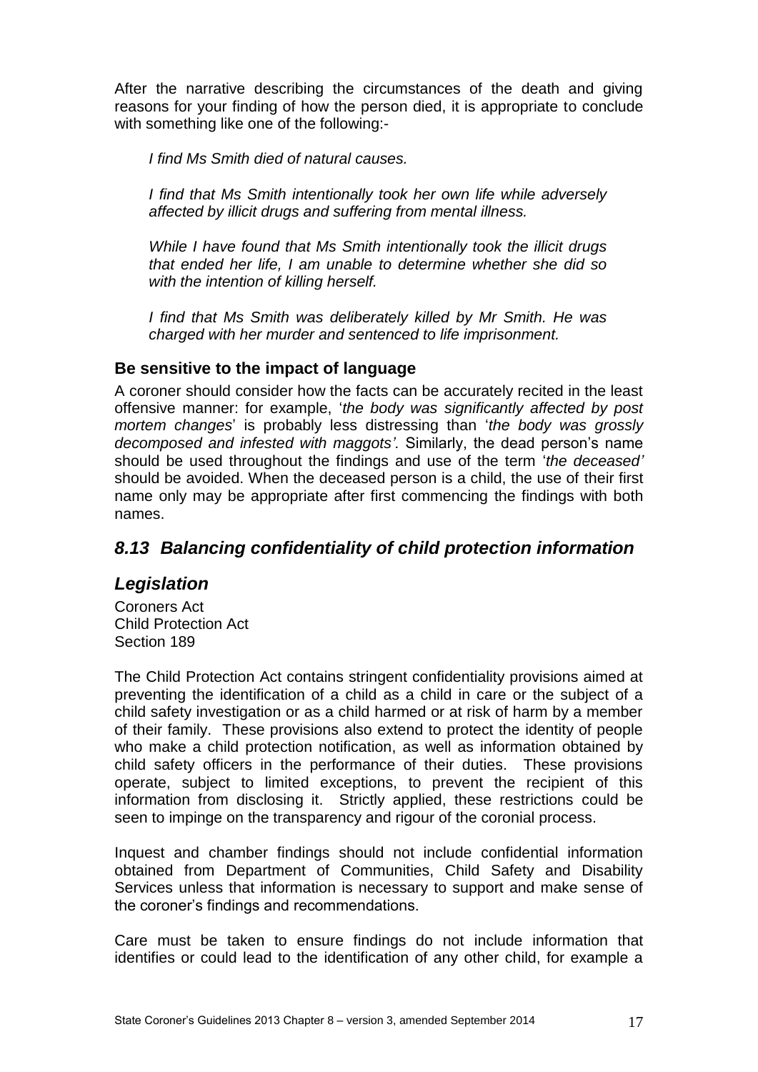After the narrative describing the circumstances of the death and giving reasons for your finding of how the person died, it is appropriate to conclude with something like one of the following:-

*I find Ms Smith died of natural causes.*

*I find that Ms Smith intentionally took her own life while adversely affected by illicit drugs and suffering from mental illness.*

*While I have found that Ms Smith intentionally took the illicit drugs that ended her life, I am unable to determine whether she did so with the intention of killing herself.*

*I find that Ms Smith was deliberately killed by Mr Smith. He was charged with her murder and sentenced to life imprisonment.*

### Be sensitive to the impact of language

A coroner should consider how the facts can be accurately recited in the least offensive manner: for example, '*the body was significantly affected by post mortem changes*' is probably less distressing than '*the body was grossly decomposed and infested with maggots'.* Similarly, the dead person's name should be used throughout the findings and use of the term '*the deceased'* should be avoided. When the deceased person is a child, the use of their first name only may be appropriate after first commencing the findings with both names.

## *8.13 Balancing confidentiality of child protection information*

## *Legislation*

Coroners Act
Child Protection Act
Section 189

The Child Protection Act contains stringent confidentiality provisions aimed at preventing the identification of a child as a child in care or the subject of a child safety investigation or as a child harmed or at risk of harm by a member of their family. These provisions also extend to protect the identity of people who make a child protection notification, as well as information obtained by child safety officers in the performance of their duties. These provisions operate, subject to limited exceptions, to prevent the recipient of this information from disclosing it. Strictly applied, these restrictions could be seen to impinge on the transparency and rigour of the coronial process.

Inquest and chamber findings should not include confidential information obtained from Department of Communities, Child Safety and Disability Services unless that information is necessary to support and make sense of the coroner's findings and recommendations.

Care must be taken to ensure findings do not include information that identifies or could lead to the identification of any other child, for example a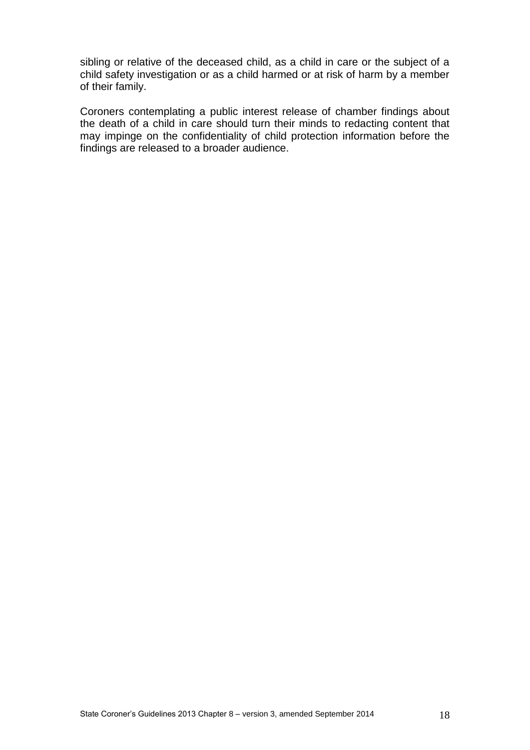sibling or relative of the deceased child, as a child in care or the subject of a child safety investigation or as a child harmed or at risk of harm by a member of their family.

Coroners contemplating a public interest release of chamber findings about the death of a child in care should turn their minds to redacting content that may impinge on the confidentiality of child protection information before the findings are released to a broader audience.